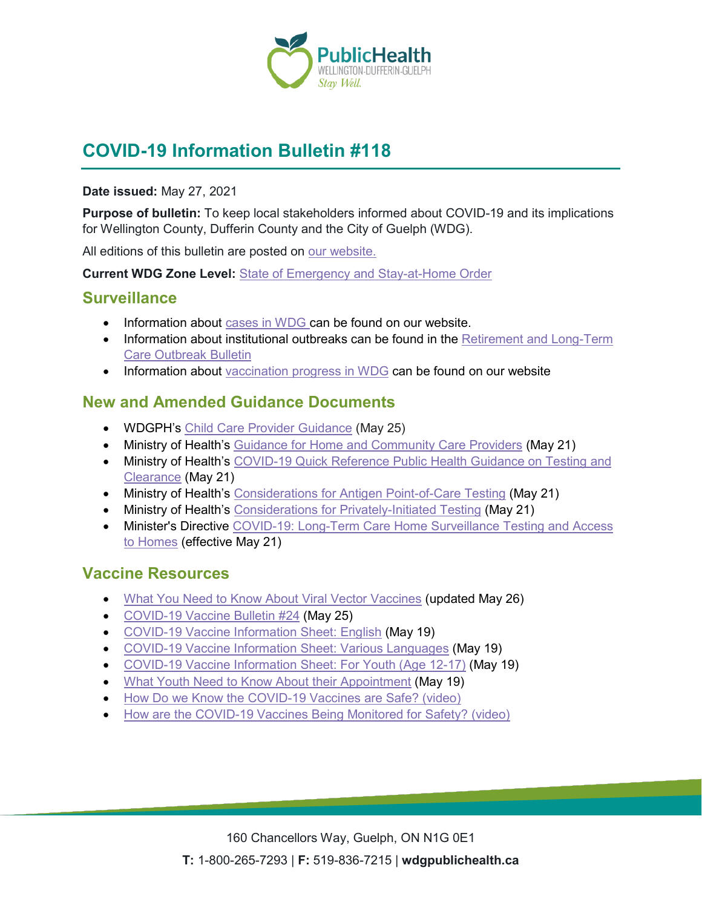# COVID-19 Information Bulletin #118

**Date issued:** May 27, 2021

**Purpose of bulletin:** To keep local stakeholders informed about COVID-19 and its implications for Wellington County, Dufferin County and the City of Guelph (WDG).

All editions of this bulletin are posted on our website.

**Current WDG Zone Level:** State of Emergency and Stay-at-Home Order

## Surveillance

- Information about cases in WDG can be found on our website.
- Information about institutional outbreaks can be found in the Retirement and Long-Term Care Outbreak Bulletin
- Information about vaccination progress in WDG can be found on our website

## New and Amended Guidance Documents

- WDGPH's Child Care Provider Guidance (May 25)
- Ministry of Health's Guidance for Home and Community Care Providers (May 21)
- Ministry of Health's COVID-19 Quick Reference Public Health Guidance on Testing and Clearance (May 21)
- Ministry of Health's Considerations for Antigen Point-of-Care Testing (May 21)
- Ministry of Health's Considerations for Privately-Initiated Testing (May 21)
- Minister's Directive COVID-19: Long-Term Care Home Surveillance Testing and Access to Homes (effective May 21)

## Vaccine Resources

- What You Need to Know About Viral Vector Vaccines (updated May 26)
- COVID-19 Vaccine Bulletin #24 (May 25)
- COVID-19 Vaccine Information Sheet: English (May 19)
- COVID-19 Vaccine Information Sheet: Various Languages (May 19)
- COVID-19 Vaccine Information Sheet: For Youth (Age 12-17) (May 19)
- What Youth Need to Know About their Appointment (May 19)
- How Do we Know the COVID-19 Vaccines are Safe? (video)
- How are the COVID-19 Vaccines Being Monitored for Safety? (video)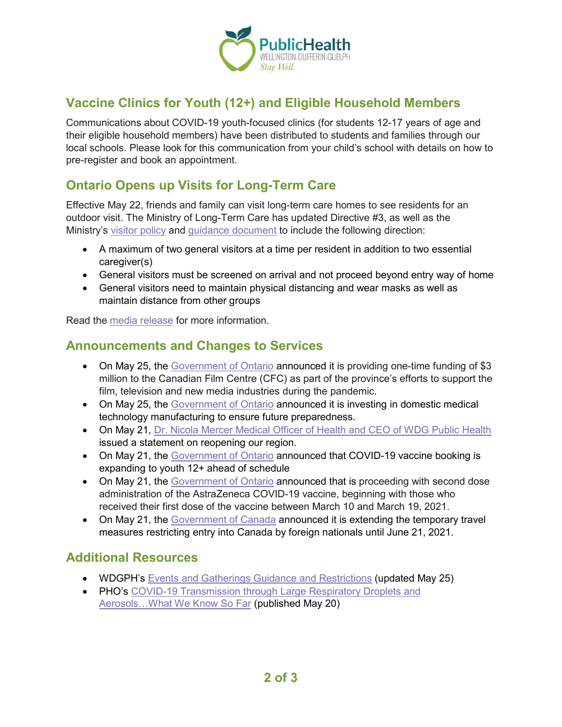## Vaccine Clinics for Youth (12+) and Eligible Household Members

Communications about COVID-19 youth-focused clinics (for students 12-17 years of age and their eligible household members) have been distributed to students and families through our local schools. Please look for this communication from your child's school with details on how to pre-register and book an appointment.

## Ontario Opens up Visits for Long-Term Care

Effective May 22, friends and family can visit long-term care homes to see residents for an outdoor visit. The Ministry of Long-Term Care has updated Directive #3, as well as the Ministry's visitor policy and guidance document to include the following direction:

- A maximum of two general visitors at a time per resident in addition to two essential caregiver(s)
- General visitors must be screened on arrival and not proceed beyond entry way of home
- General visitors need to maintain physical distancing and wear masks as well as maintain distance from other groups

Read the media release for more information.

## Announcements and Changes to Services

- On May 25, the Government of Ontario announced it is providing one-time funding of $3 million to the Canadian Film Centre (CFC) as part of the province's efforts to support the film, television and new media industries during the pandemic.
- On May 25, the Government of Ontario announced it is investing in domestic medical technology manufacturing to ensure future preparedness.
- On May 21, Dr. Nicola Mercer Medical Officer of Health and CEO of WDG Public Health issued a statement on reopening our region.
- On May 21, the Government of Ontario announced that COVID-19 vaccine booking is expanding to youth 12+ ahead of schedule
- On May 21, the Government of Ontario announced that is proceeding with second dose administration of the AstraZeneca COVID-19 vaccine, beginning with those who received their first dose of the vaccine between March 10 and March 19, 2021.
- On May 21, the Government of Canada announced it is extending the temporary travel measures restricting entry into Canada by foreign nationals until June 21, 2021.

## Additional Resources

- WDGPH's Events and Gatherings Guidance and Restrictions (updated May 25)
- PHO's COVID-19 Transmission through Large Respiratory Droplets and Aerosols…What We Know So Far (published May 20)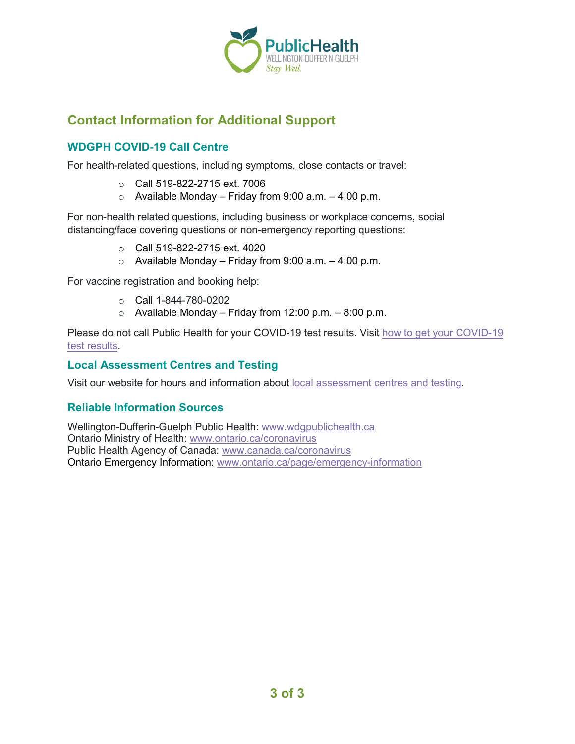## Contact Information for Additional Support

### WDGPH COVID-19 Call Centre

For health-related questions, including symptoms, close contacts or travel:

- Call 519-822-2715 ext. 7006
- Available Monday – Friday from 9:00 a.m. – 4:00 p.m.

For non-health related questions, including business or workplace concerns, social distancing/face covering questions or non-emergency reporting questions:

- Call 519-822-2715 ext. 4020
- Available Monday – Friday from 9:00 a.m. – 4:00 p.m.

For vaccine registration and booking help:

- Call 1-844-780-0202
- Available Monday – Friday from 12:00 p.m. – 8:00 p.m.

Please do not call Public Health for your COVID-19 test results. Visit how to get your COVID-19 test results.

### Local Assessment Centres and Testing

Visit our website for hours and information about local assessment centres and testing.

### Reliable Information Sources

Wellington-Dufferin-Guelph Public Health: www.wdgpublichealth.ca
Ontario Ministry of Health: www.ontario.ca/coronavirus
Public Health Agency of Canada: www.canada.ca/coronavirus
Ontario Emergency Information: www.ontario.ca/page/emergency-information